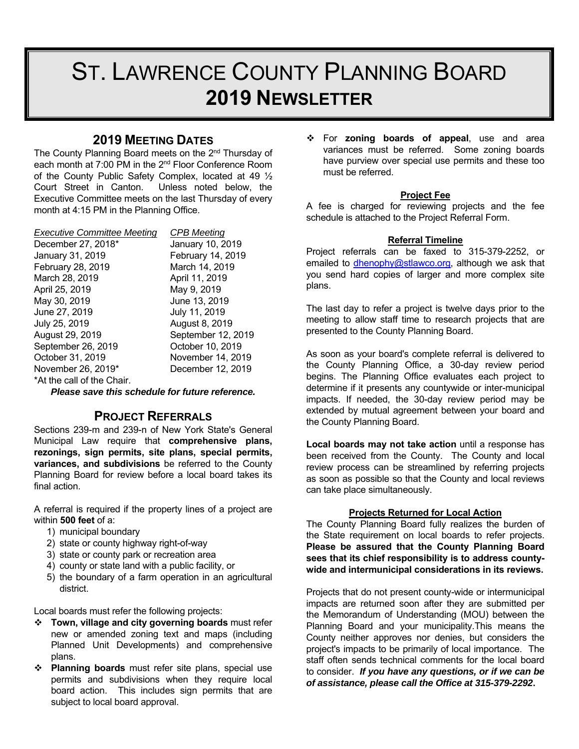# ST. LAWRENCE COUNTY PLANNING BOARD
# 2019 NEWSLETTER

## 2019 MEETING DATES

The County Planning Board meets on the 2nd Thursday of each month at 7:00 PM in the 2nd Floor Conference Room of the County Public Safety Complex, located at 49 ½ Court Street in Canton. Unless noted below, the Executive Committee meets on the last Thursday of every month at 4:15 PM in the Planning Office.

| *Executive Committee Meeting* | *CPB Meeting* |
|---|---|
| December 27, 2018* | January 10, 2019 |
| January 31, 2019 | February 14, 2019 |
| February 28, 2019 | March 14, 2019 |
| March 28, 2019 | April 11, 2019 |
| April 25, 2019 | May 9, 2019 |
| May 30, 2019 | June 13, 2019 |
| June 27, 2019 | July 11, 2019 |
| July 25, 2019 | August 8, 2019 |
| August 29, 2019 | September 12, 2019 |
| September 26, 2019 | October 10, 2019 |
| October 31, 2019 | November 14, 2019 |
| November 26, 2019* | December 12, 2019 |

*At the call of the Chair.

***Please save this schedule for future reference.***

## PROJECT REFERRALS

Sections 239-m and 239-n of New York State's General Municipal Law require that **comprehensive plans, rezonings, sign permits, site plans, special permits, variances, and subdivisions** be referred to the County Planning Board for review before a local board takes its final action.

A referral is required if the property lines of a project are within **500 feet** of a:

1) municipal boundary
2) state or county highway right-of-way
3) state or county park or recreation area
4) county or state land with a public facility, or
5) the boundary of a farm operation in an agricultural district.

Local boards must refer the following projects:

- **Town, village and city governing boards** must refer new or amended zoning text and maps (including Planned Unit Developments) and comprehensive plans.
- **Planning boards** must refer site plans, special use permits and subdivisions when they require local board action. This includes sign permits that are subject to local board approval.
- For **zoning boards of appeal**, use and area variances must be referred. Some zoning boards have purview over special use permits and these too must be referred.

### Project Fee

A fee is charged for reviewing projects and the fee schedule is attached to the Project Referral Form.

### Referral Timeline

Project referrals can be faxed to 315-379-2252, or emailed to dhenophy@stlawco.org, although we ask that you send hard copies of larger and more complex site plans.

The last day to refer a project is twelve days prior to the meeting to allow staff time to research projects that are presented to the County Planning Board.

As soon as your board's complete referral is delivered to the County Planning Office, a 30-day review period begins. The Planning Office evaluates each project to determine if it presents any countywide or inter-municipal impacts. If needed, the 30-day review period may be extended by mutual agreement between your board and the County Planning Board.

**Local boards may not take action** until a response has been received from the County. The County and local review process can be streamlined by referring projects as soon as possible so that the County and local reviews can take place simultaneously.

### Projects Returned for Local Action

The County Planning Board fully realizes the burden of the State requirement on local boards to refer projects. **Please be assured that the County Planning Board sees that its chief responsibility is to address county-wide and intermunicipal considerations in its reviews.**

Projects that do not present county-wide or intermunicipal impacts are returned soon after they are submitted per the Memorandum of Understanding (MOU) between the Planning Board and your municipality.This means the County neither approves nor denies, but considers the project's impacts to be primarily of local importance. The staff often sends technical comments for the local board to consider. ***If you have any questions, or if we can be of assistance, please call the Office at 315-379-2292*.**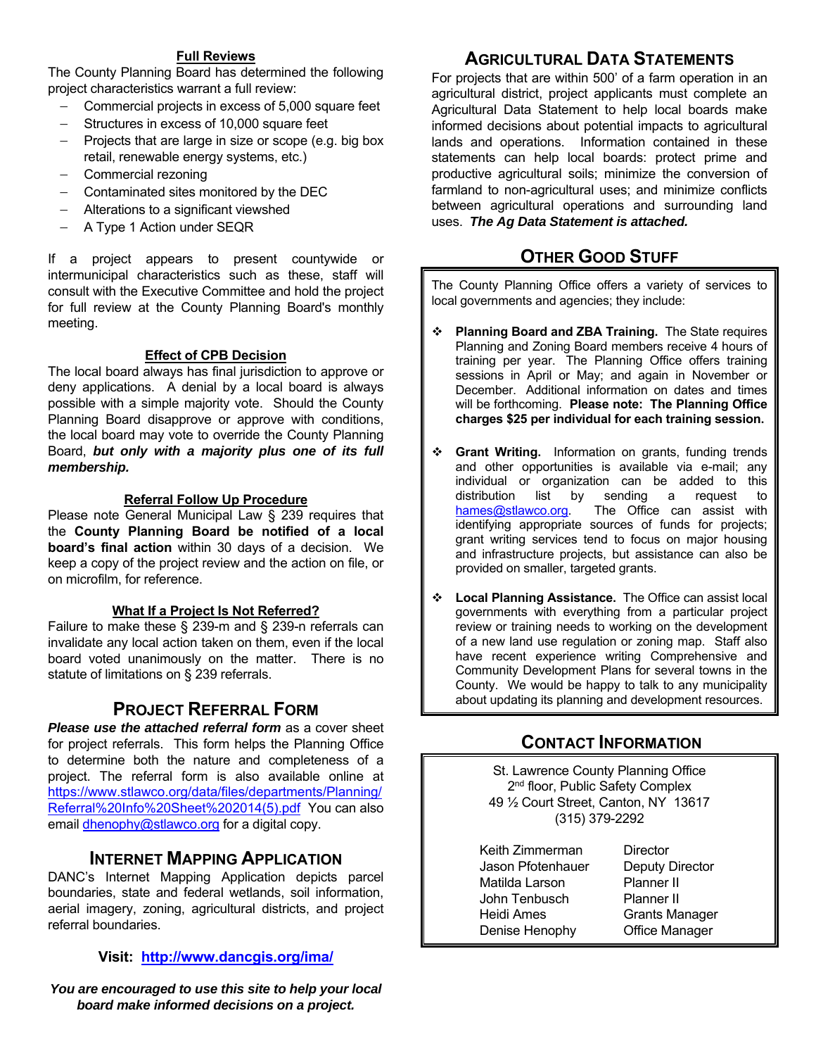### Full Reviews

The County Planning Board has determined the following project characteristics warrant a full review:

- Commercial projects in excess of 5,000 square feet
- Structures in excess of 10,000 square feet
- Projects that are large in size or scope (e.g. big box retail, renewable energy systems, etc.)
- Commercial rezoning
- Contaminated sites monitored by the DEC
- Alterations to a significant viewshed
- A Type 1 Action under SEQR

If a project appears to present countywide or intermunicipal characteristics such as these, staff will consult with the Executive Committee and hold the project for full review at the County Planning Board's monthly meeting.

### Effect of CPB Decision

The local board always has final jurisdiction to approve or deny applications. A denial by a local board is always possible with a simple majority vote. Should the County Planning Board disapprove or approve with conditions, the local board may vote to override the County Planning Board, ***but only with a majority plus one of its full membership.***

### Referral Follow Up Procedure

Please note General Municipal Law § 239 requires that the **County Planning Board be notified of a local board's final action** within 30 days of a decision. We keep a copy of the project review and the action on file, or on microfilm, for reference.

### What If a Project Is Not Referred?

Failure to make these § 239-m and § 239-n referrals can invalidate any local action taken on them, even if the local board voted unanimously on the matter. There is no statute of limitations on § 239 referrals.

## Project Referral Form

***Please use the attached referral form*** as a cover sheet for project referrals. This form helps the Planning Office to determine both the nature and completeness of a project. The referral form is also available online at https://www.stlawco.org/data/files/departments/Planning/Referral%20Info%20Sheet%202014(5).pdf You can also email dhenophy@stlawco.org for a digital copy.

## Internet Mapping Application

DANC's Internet Mapping Application depicts parcel boundaries, state and federal wetlands, soil information, aerial imagery, zoning, agricultural districts, and project referral boundaries.

**Visit: http://www.dancgis.org/ima/**

***You are encouraged to use this site to help your local board make informed decisions on a project.***

## Agricultural Data Statements

For projects that are within 500' of a farm operation in an agricultural district, project applicants must complete an Agricultural Data Statement to help local boards make informed decisions about potential impacts to agricultural lands and operations. Information contained in these statements can help local boards: protect prime and productive agricultural soils; minimize the conversion of farmland to non-agricultural uses; and minimize conflicts between agricultural operations and surrounding land uses. ***The Ag Data Statement is attached.***

## Other Good Stuff

The County Planning Office offers a variety of services to local governments and agencies; they include:

- **Planning Board and ZBA Training.** The State requires Planning and Zoning Board members receive 4 hours of training per year. The Planning Office offers training sessions in April or May; and again in November or December. Additional information on dates and times will be forthcoming. **Please note: The Planning Office charges $25 per individual for each training session.**

- **Grant Writing.** Information on grants, funding trends and other opportunities is available via e-mail; any individual or organization can be added to this distribution list by sending a request to hames@stlawco.org. The Office can assist with identifying appropriate sources of funds for projects; grant writing services tend to focus on major housing and infrastructure projects, but assistance can also be provided on smaller, targeted grants.

- **Local Planning Assistance.** The Office can assist local governments with everything from a particular project review or training needs to working on the development of a new land use regulation or zoning map. Staff also have recent experience writing Comprehensive and Community Development Plans for several towns in the County. We would be happy to talk to any municipality about updating its planning and development resources.

## Contact Information

St. Lawrence County Planning Office
2nd floor, Public Safety Complex
49 ½ Court Street, Canton, NY 13617
(315) 379-2292

| | |
|---|---|
| Keith Zimmerman | Director |
| Jason Pfotenhauer | Deputy Director |
| Matilda Larson | Planner II |
| John Tenbusch | Planner II |
| Heidi Ames | Grants Manager |
| Denise Henophy | Office Manager |